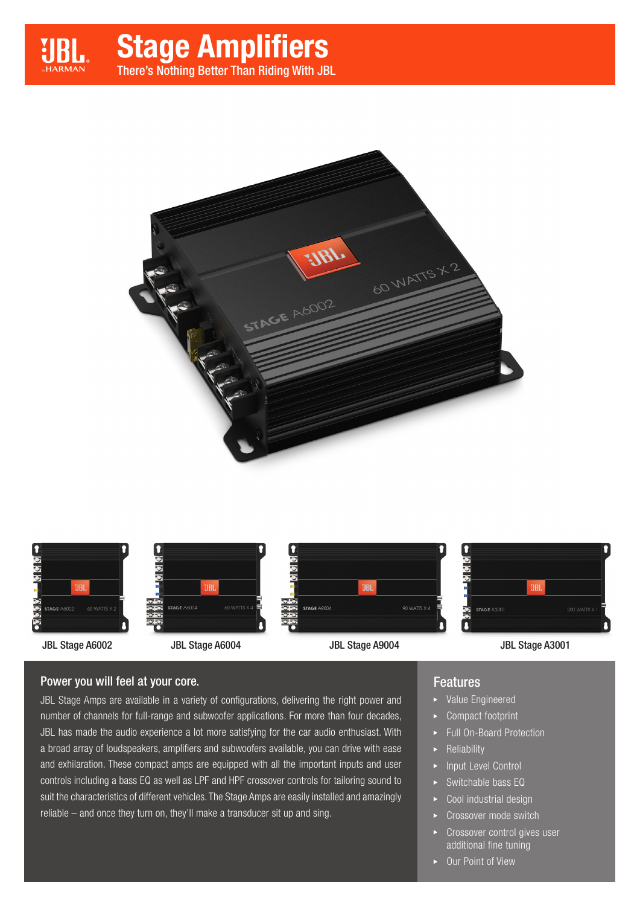# Stage Amplifiers

There's Nothing Better Than Riding With JBL

JBL Stage A6002

JBL Stage A6004

JBL Stage A9004

JBL Stage A3001

## Power you will feel at your core.

JBL Stage Amps are available in a variety of configurations, delivering the right power and number of channels for full-range and subwoofer applications. For more than four decades, JBL has made the audio experience a lot more satisfying for the car audio enthusiast. With a broad array of loudspeakers, amplifiers and subwoofers available, you can drive with ease and exhilaration. These compact amps are equipped with all the important inputs and user controls including a bass EQ as well as LPF and HPF crossover controls for tailoring sound to suit the characteristics of different vehicles. The Stage Amps are easily installed and amazingly reliable – and once they turn on, they'll make a transducer sit up and sing.

## Features

- Value Engineered
- Compact footprint
- Full On-Board Protection
- Reliability
- Input Level Control
- Switchable bass EQ
- Cool industrial design
- Crossover mode switch
- Crossover control gives user additional fine tuning
- Our Point of View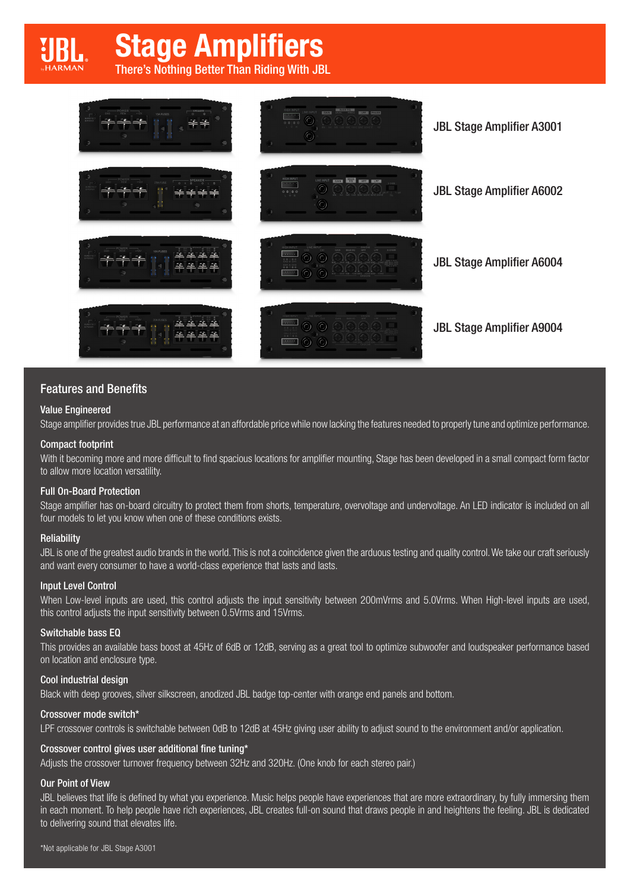# Stage Amplifiers

There's Nothing Better Than Riding With JBL

JBL Stage Amplifier A3001

JBL Stage Amplifier A6002

JBL Stage Amplifier A6004

JBL Stage Amplifier A9004

## Features and Benefits

### Value Engineered

Stage amplifier provides true JBL performance at an affordable price while now lacking the features needed to properly tune and optimize performance.

### Compact footprint

With it becoming more and more difficult to find spacious locations for amplifier mounting, Stage has been developed in a small compact form factor to allow more location versatility.

### Full On-Board Protection

Stage amplifier has on-board circuitry to protect them from shorts, temperature, overvoltage and undervoltage. An LED indicator is included on all four models to let you know when one of these conditions exists.

### Reliability

JBL is one of the greatest audio brands in the world. This is not a coincidence given the arduous testing and quality control. We take our craft seriously and want every consumer to have a world-class experience that lasts and lasts.

### Input Level Control

When Low-level inputs are used, this control adjusts the input sensitivity between 200mVrms and 5.0Vrms. When High-level inputs are used, this control adjusts the input sensitivity between 0.5Vrms and 15Vrms.

### Switchable bass EQ

This provides an available bass boost at 45Hz of 6dB or 12dB, serving as a great tool to optimize subwoofer and loudspeaker performance based on location and enclosure type.

### Cool industrial design

Black with deep grooves, silver silkscreen, anodized JBL badge top-center with orange end panels and bottom.

### Crossover mode switch*

LPF crossover controls is switchable between 0dB to 12dB at 45Hz giving user ability to adjust sound to the environment and/or application.

### Crossover control gives user additional fine tuning*

Adjusts the crossover turnover frequency between 32Hz and 320Hz. (One knob for each stereo pair.)

### Our Point of View

JBL believes that life is defined by what you experience. Music helps people have experiences that are more extraordinary, by fully immersing them in each moment. To help people have rich experiences, JBL creates full-on sound that draws people in and heightens the feeling. JBL is dedicated to delivering sound that elevates life.

*Not applicable for JBL Stage A3001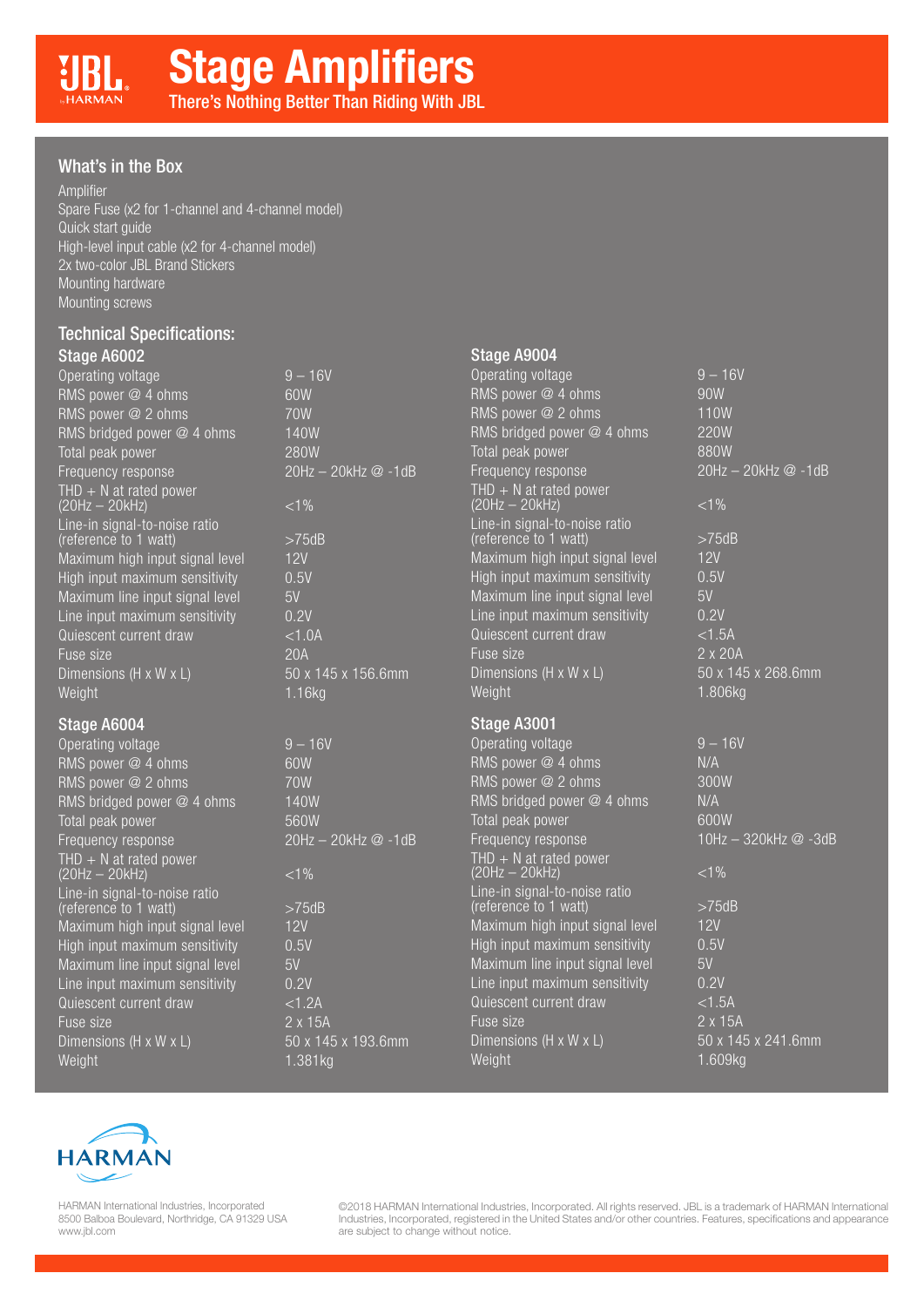# Stage Amplifiers

There's Nothing Better Than Riding With JBL

## What's in the Box

Amplifier
Spare Fuse (x2 for 1-channel and 4-channel model)
Quick start guide
High-level input cable (x2 for 4-channel model)
2x two-color JBL Brand Stickers
Mounting hardware
Mounting screws

## Technical Specifications:

### Stage A6002

| | |
|---|---|
| Operating voltage | 9 – 16V |
| RMS power @ 4 ohms | 60W |
| RMS power @ 2 ohms | 70W |
| RMS bridged power @ 4 ohms | 140W |
| Total peak power | 280W |
| Frequency response | 20Hz – 20kHz @ -1dB |
| THD + N at rated power (20Hz – 20kHz) | <1% |
| Line-in signal-to-noise ratio (reference to 1 watt) | >75dB |
| Maximum high input signal level | 12V |
| High input maximum sensitivity | 0.5V |
| Maximum line input signal level | 5V |
| Line input maximum sensitivity | 0.2V |
| Quiescent current draw | <1.0A |
| Fuse size | 20A |
| Dimensions (H x W x L) | 50 x 145 x 156.6mm |
| Weight | 1.16kg |

### Stage A6004

| | |
|---|---|
| Operating voltage | 9 – 16V |
| RMS power @ 4 ohms | 60W |
| RMS power @ 2 ohms | 70W |
| RMS bridged power @ 4 ohms | 140W |
| Total peak power | 560W |
| Frequency response | 20Hz – 20kHz @ -1dB |
| THD + N at rated power (20Hz – 20kHz) | <1% |
| Line-in signal-to-noise ratio (reference to 1 watt) | >75dB |
| Maximum high input signal level | 12V |
| High input maximum sensitivity | 0.5V |
| Maximum line input signal level | 5V |
| Line input maximum sensitivity | 0.2V |
| Quiescent current draw | <1.2A |
| Fuse size | 2 x 15A |
| Dimensions (H x W x L) | 50 x 145 x 193.6mm |
| Weight | 1.381kg |

### Stage A9004

| | |
|---|---|
| Operating voltage | 9 – 16V |
| RMS power @ 4 ohms | 90W |
| RMS power @ 2 ohms | 110W |
| RMS bridged power @ 4 ohms | 220W |
| Total peak power | 880W |
| Frequency response | 20Hz – 20kHz @ -1dB |
| THD + N at rated power (20Hz – 20kHz) | <1% |
| Line-in signal-to-noise ratio (reference to 1 watt) | >75dB |
| Maximum high input signal level | 12V |
| High input maximum sensitivity | 0.5V |
| Maximum line input signal level | 5V |
| Line input maximum sensitivity | 0.2V |
| Quiescent current draw | <1.5A |
| Fuse size | 2 x 20A |
| Dimensions (H x W x L) | 50 x 145 x 268.6mm |
| Weight | 1.806kg |

### Stage A3001

| | |
|---|---|
| Operating voltage | 9 – 16V |
| RMS power @ 4 ohms | N/A |
| RMS power @ 2 ohms | 300W |
| RMS bridged power @ 4 ohms | N/A |
| Total peak power | 600W |
| Frequency response | 10Hz – 320kHz @ -3dB |
| THD + N at rated power (20Hz – 20kHz) | <1% |
| Line-in signal-to-noise ratio (reference to 1 watt) | >75dB |
| Maximum high input signal level | 12V |
| High input maximum sensitivity | 0.5V |
| Maximum line input signal level | 5V |
| Line input maximum sensitivity | 0.2V |
| Quiescent current draw | <1.5A |
| Fuse size | 2 x 15A |
| Dimensions (H x W x L) | 50 x 145 x 241.6mm |
| Weight | 1.609kg |

HARMAN International Industries, Incorporated
8500 Balboa Boulevard, Northridge, CA 91329 USA
www.jbl.com

©2018 HARMAN International Industries, Incorporated. All rights reserved. JBL is a trademark of HARMAN International Industries, Incorporated, registered in the United States and/or other countries. Features, specifications and appearance are subject to change without notice.